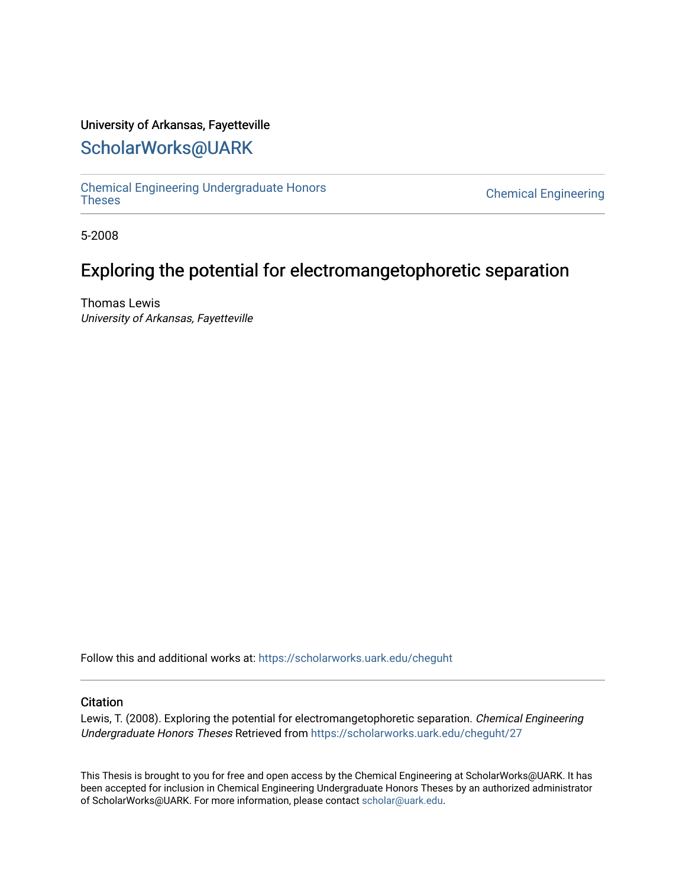University of Arkansas, Fayetteville

# ScholarWorks@UARK

Chemical Engineering Undergraduate Honors Theses

Chemical Engineering

5-2008

## Exploring the potential for electromangetophoretic separation

Thomas Lewis
*University of Arkansas, Fayetteville*

Follow this and additional works at: https://scholarworks.uark.edu/cheguht

### Citation

Lewis, T. (2008). Exploring the potential for electromangetophoretic separation. *Chemical Engineering Undergraduate Honors Theses* Retrieved from https://scholarworks.uark.edu/cheguht/27

This Thesis is brought to you for free and open access by the Chemical Engineering at ScholarWorks@UARK. It has been accepted for inclusion in Chemical Engineering Undergraduate Honors Theses by an authorized administrator of ScholarWorks@UARK. For more information, please contact scholar@uark.edu.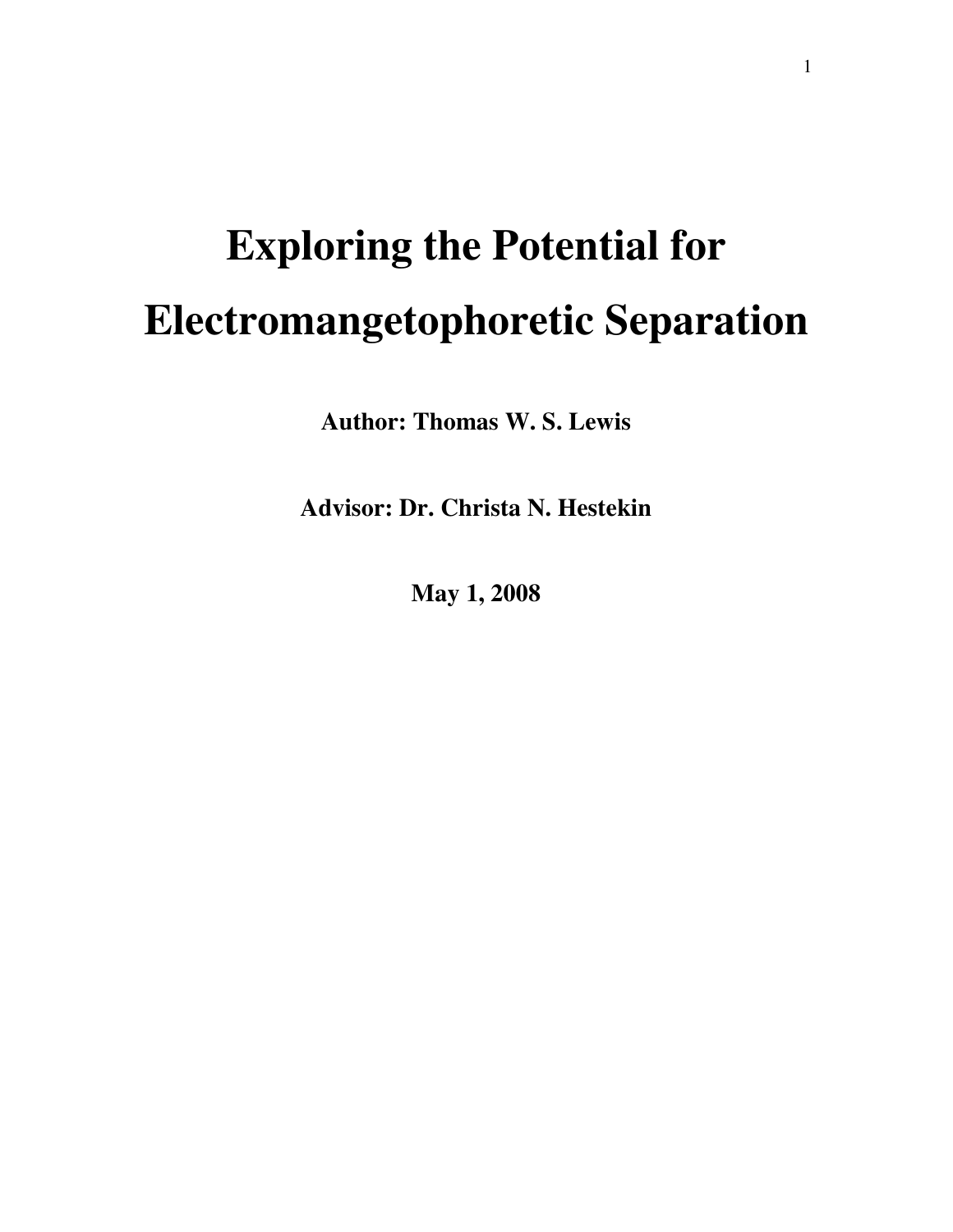# Exploring the Potential for Electromangetophoretic Separation

**Author: Thomas W. S. Lewis**

**Advisor: Dr. Christa N. Hestekin**

**May 1, 2008**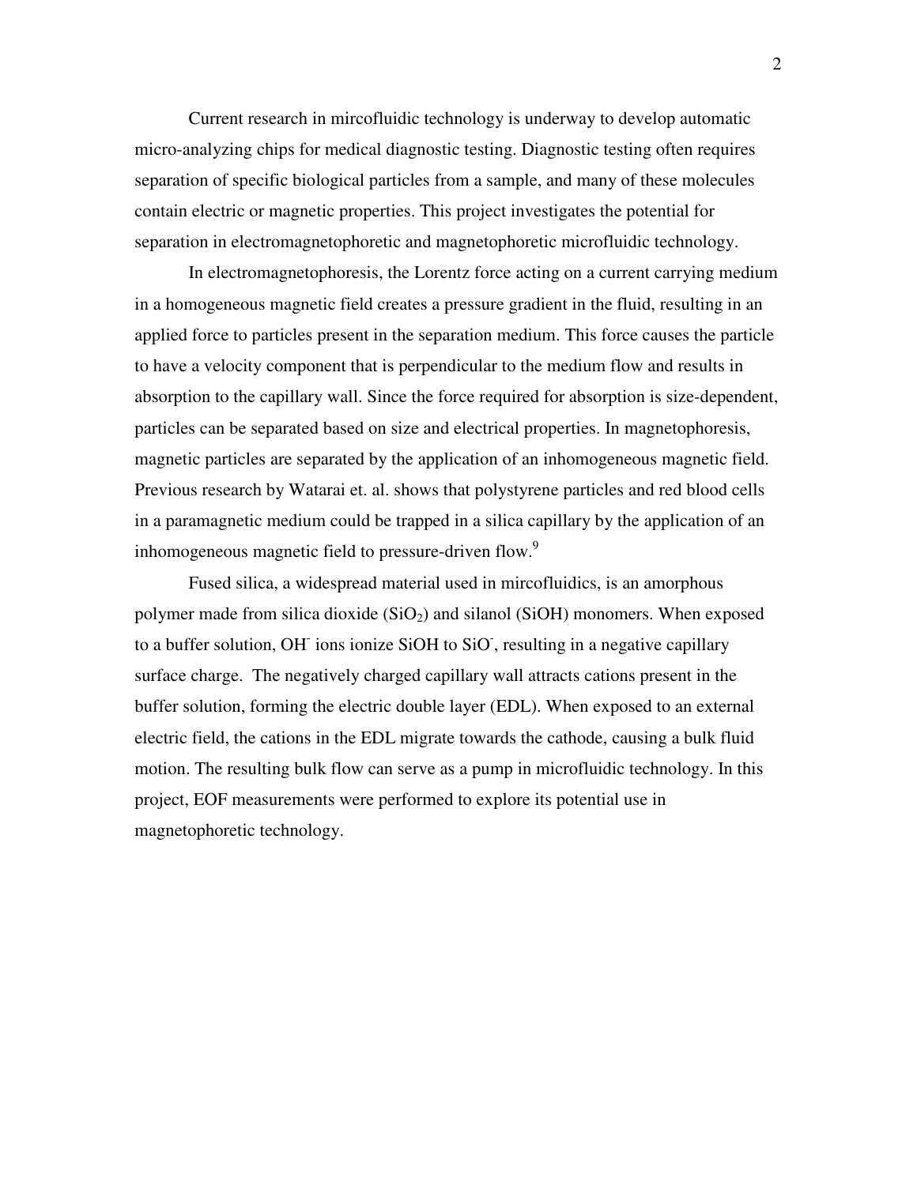Current research in mircofluidic technology is underway to develop automatic micro-analyzing chips for medical diagnostic testing. Diagnostic testing often requires separation of specific biological particles from a sample, and many of these molecules contain electric or magnetic properties. This project investigates the potential for separation in electromagnetophoretic and magnetophoretic microfluidic technology.

In electromagnetophoresis, the Lorentz force acting on a current carrying medium in a homogeneous magnetic field creates a pressure gradient in the fluid, resulting in an applied force to particles present in the separation medium. This force causes the particle to have a velocity component that is perpendicular to the medium flow and results in absorption to the capillary wall. Since the force required for absorption is size-dependent, particles can be separated based on size and electrical properties. In magnetophoresis, magnetic particles are separated by the application of an inhomogeneous magnetic field. Previous research by Watarai et. al. shows that polystyrene particles and red blood cells in a paramagnetic medium could be trapped in a silica capillary by the application of an inhomogeneous magnetic field to pressure-driven flow.[9]

Fused silica, a widespread material used in mircofluidics, is an amorphous polymer made from silica dioxide ($SiO_2$) and silanol (SiOH) monomers. When exposed to a buffer solution, $OH^-$ ions ionize SiOH to $SiO^-$, resulting in a negative capillary surface charge. The negatively charged capillary wall attracts cations present in the buffer solution, forming the electric double layer (EDL). When exposed to an external electric field, the cations in the EDL migrate towards the cathode, causing a bulk fluid motion. The resulting bulk flow can serve as a pump in microfluidic technology. In this project, EOF measurements were performed to explore its potential use in magnetophoretic technology.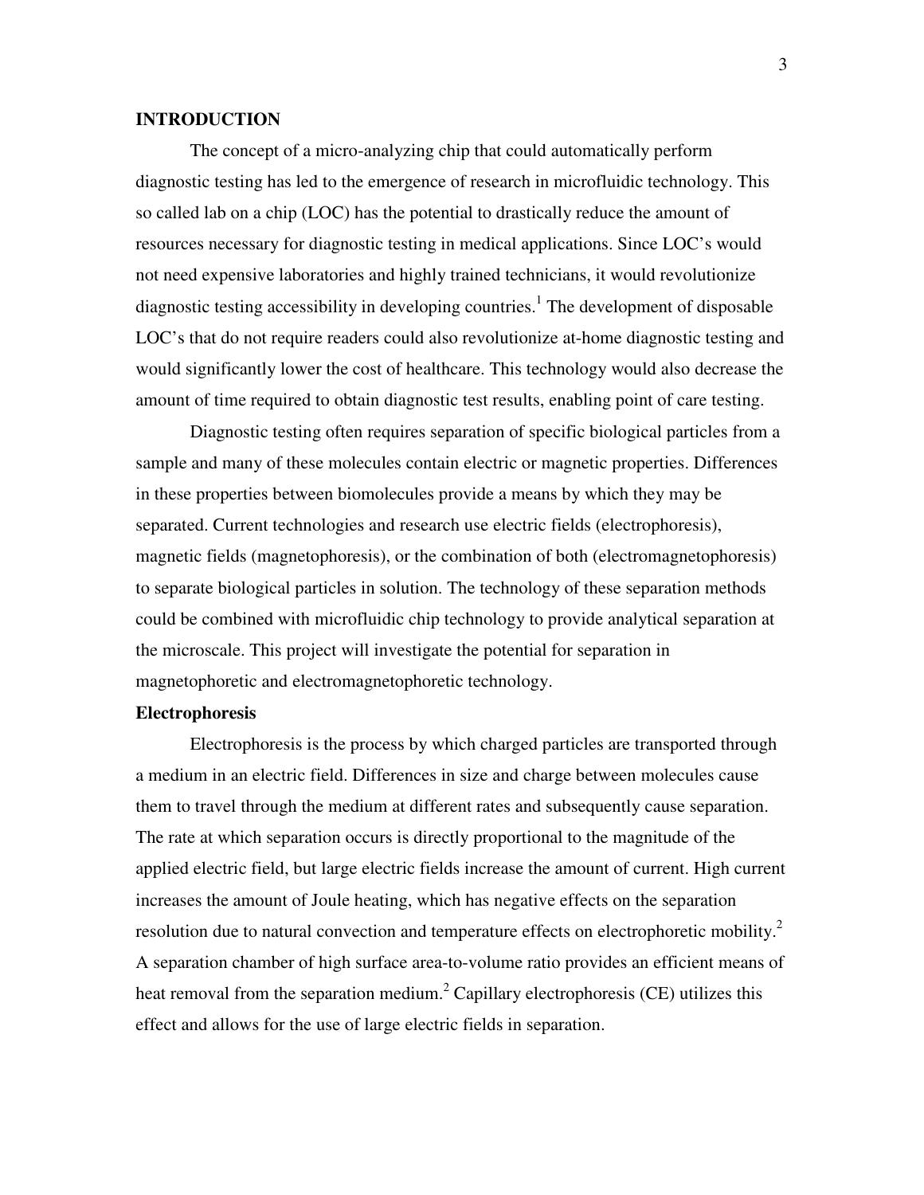## INTRODUCTION

The concept of a micro-analyzing chip that could automatically perform diagnostic testing has led to the emergence of research in microfluidic technology. This so called lab on a chip (LOC) has the potential to drastically reduce the amount of resources necessary for diagnostic testing in medical applications. Since LOC's would not need expensive laboratories and highly trained technicians, it would revolutionize diagnostic testing accessibility in developing countries.[1] The development of disposable LOC's that do not require readers could also revolutionize at-home diagnostic testing and would significantly lower the cost of healthcare. This technology would also decrease the amount of time required to obtain diagnostic test results, enabling point of care testing.

Diagnostic testing often requires separation of specific biological particles from a sample and many of these molecules contain electric or magnetic properties. Differences in these properties between biomolecules provide a means by which they may be separated. Current technologies and research use electric fields (electrophoresis), magnetic fields (magnetophoresis), or the combination of both (electromagnetophoresis) to separate biological particles in solution. The technology of these separation methods could be combined with microfluidic chip technology to provide analytical separation at the microscale. This project will investigate the potential for separation in magnetophoretic and electromagnetophoretic technology.

### Electrophoresis

Electrophoresis is the process by which charged particles are transported through a medium in an electric field. Differences in size and charge between molecules cause them to travel through the medium at different rates and subsequently cause separation. The rate at which separation occurs is directly proportional to the magnitude of the applied electric field, but large electric fields increase the amount of current. High current increases the amount of Joule heating, which has negative effects on the separation resolution due to natural convection and temperature effects on electrophoretic mobility.[2] A separation chamber of high surface area-to-volume ratio provides an efficient means of heat removal from the separation medium.[2] Capillary electrophoresis (CE) utilizes this effect and allows for the use of large electric fields in separation.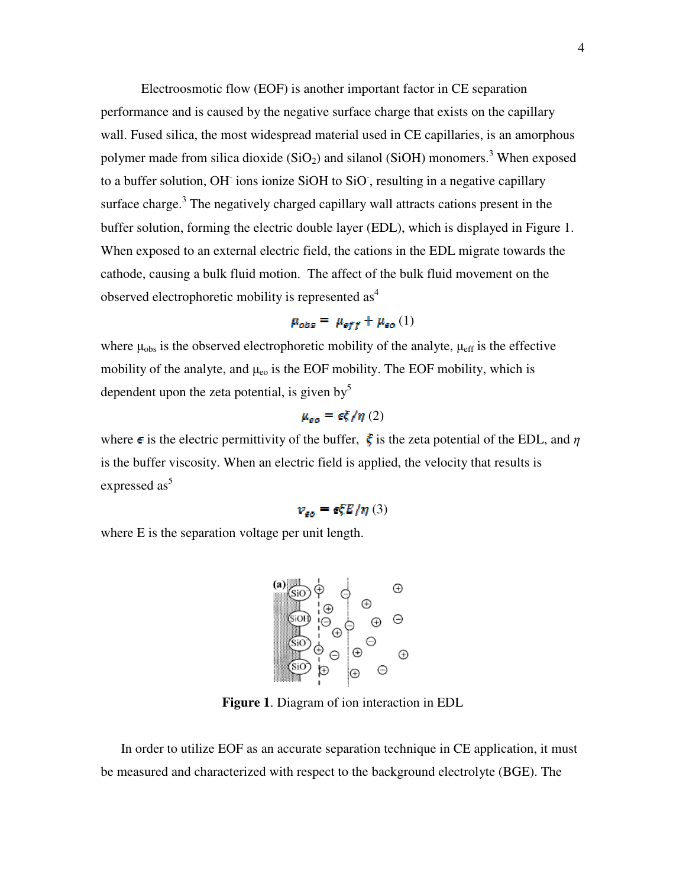Electroosmotic flow (EOF) is another important factor in CE separation performance and is caused by the negative surface charge that exists on the capillary wall. Fused silica, the most widespread material used in CE capillaries, is an amorphous polymer made from silica dioxide ($SiO_2$) and silanol (SiOH) monomers.[3] When exposed to a buffer solution, $OH^-$ ions ionize SiOH to $SiO^-$, resulting in a negative capillary surface charge.[3] The negatively charged capillary wall attracts cations present in the buffer solution, forming the electric double layer (EDL), which is displayed in Figure 1. When exposed to an external electric field, the cations in the EDL migrate towards the cathode, causing a bulk fluid motion. The affect of the bulk fluid movement on the observed electrophoretic mobility is represented as[4]

$$\mu_{obs} = \mu_{eff} + \mu_{eo} \quad (1)$$

where $\mu_{obs}$ is the observed electrophoretic mobility of the analyte, $\mu_{eff}$ is the effective mobility of the analyte, and $\mu_{eo}$ is the EOF mobility. The EOF mobility, which is dependent upon the zeta potential, is given by[5]

$$\mu_{eo} = \epsilon\xi/\eta \quad (2)$$

where $\epsilon$ is the electric permittivity of the buffer, $\xi$ is the zeta potential of the EDL, and $\eta$ is the buffer viscosity. When an electric field is applied, the velocity that results is expressed as[5]

$$v_{eo} = \epsilon\xi E/\eta \quad (3)$$

where E is the separation voltage per unit length.

**Figure 1**. Diagram of ion interaction in EDL

In order to utilize EOF as an accurate separation technique in CE application, it must be measured and characterized with respect to the background electrolyte (BGE). The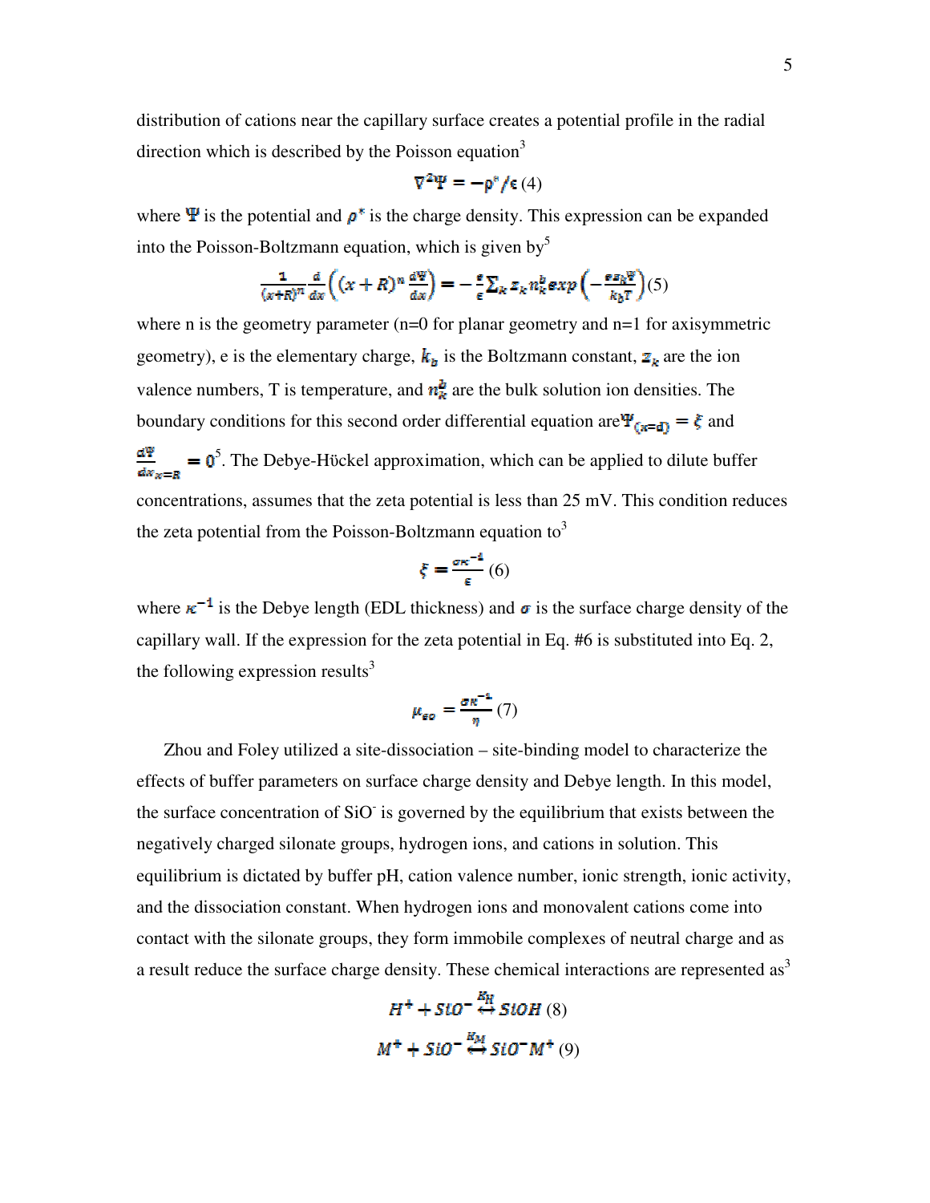distribution of cations near the capillary surface creates a potential profile in the radial direction which is described by the Poisson equation[3]

$$\nabla^2\Psi = -\rho^*/\epsilon \quad (4)$$

where $\Psi$ is the potential and $\rho^*$ is the charge density. This expression can be expanded into the Poisson-Boltzmann equation, which is given by[5]

$$\frac{1}{(x+R)^n}\frac{d}{dx}\left((x+R)^n\frac{d\Psi}{dx}\right) = -\frac{e}{\epsilon}\sum_k z_k n_k^b exp\left(-\frac{ez_k\Psi}{k_bT}\right) \quad (5)$$

where n is the geometry parameter (n=0 for planar geometry and n=1 for axisymmetric geometry), e is the elementary charge, $k_b$ is the Boltzmann constant, $z_k$ are the ion valence numbers, T is temperature, and $n_k^b$ are the bulk solution ion densities. The boundary conditions for this second order differential equation are $\Psi_{(x=d)} = \xi$ and $\frac{d\Psi}{dx}_{x=R} = 0$[5]. The Debye-Hückel approximation, which can be applied to dilute buffer concentrations, assumes that the zeta potential is less than 25 mV. This condition reduces the zeta potential from the Poisson-Boltzmann equation to[3]

$$\xi = \frac{\sigma\kappa^{-1}}{\epsilon} \quad (6)$$

where $\kappa^{-1}$ is the Debye length (EDL thickness) and $\sigma$ is the surface charge density of the capillary wall. If the expression for the zeta potential in Eq. #6 is substituted into Eq. 2, the following expression results[3]

$$\mu_{eo} = \frac{\sigma\kappa^{-1}}{\eta} \quad (7)$$

Zhou and Foley utilized a site-dissociation – site-binding model to characterize the effects of buffer parameters on surface charge density and Debye length. In this model, the surface concentration of $SiO^-$ is governed by the equilibrium that exists between the negatively charged silonate groups, hydrogen ions, and cations in solution. This equilibrium is dictated by buffer pH, cation valence number, ionic strength, ionic activity, and the dissociation constant. When hydrogen ions and monovalent cations come into contact with the silonate groups, they form immobile complexes of neutral charge and as a result reduce the surface charge density. These chemical interactions are represented as[3]

$$H^+ + SiO^- \overset{K_H}{\leftrightarrow} SiOH \quad (8)$$

$$M^+ + SiO^- \overset{K_M}{\leftrightarrow} SiO^-M^+ \quad (9)$$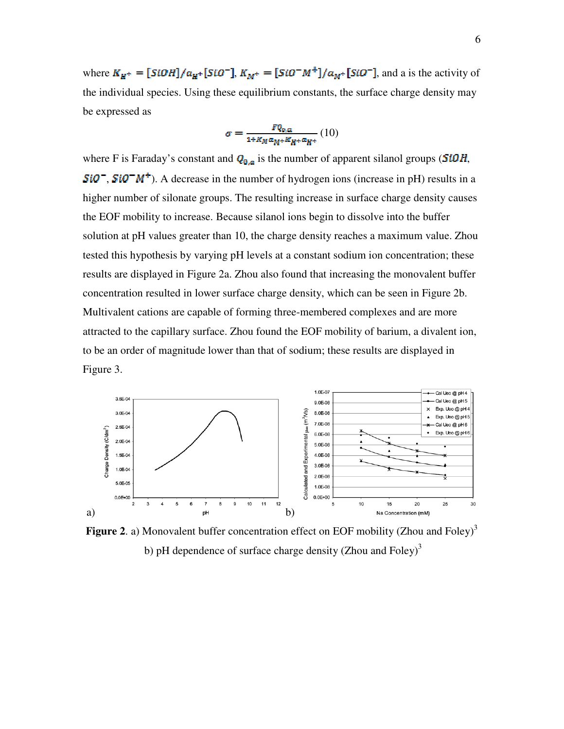where $K_{H^+} = [SiOH]/a_{H^+}[SiO^-]$, $K_{M^+} = [SiO^-M^+]/a_{M^+}[SiO^-]$, and a is the activity of the individual species. Using these equilibrium constants, the surface charge density may be expressed as

$$\sigma = \frac{FQ_{0,a}}{1+K_M a_{M^+}+K_{H^+}a_{H^+}} \quad (10)$$

where F is Faraday's constant and $Q_{0,a}$ is the number of apparent silanol groups ($SiOH$, $SiO^-$, $SiO^-M^+$). A decrease in the number of hydrogen ions (increase in pH) results in a higher number of silonate groups. The resulting increase in surface charge density causes the EOF mobility to increase. Because silanol ions begin to dissolve into the buffer solution at pH values greater than 10, the charge density reaches a maximum value. Zhou tested this hypothesis by varying pH levels at a constant sodium ion concentration; these results are displayed in Figure 2a. Zhou also found that increasing the monovalent buffer concentration resulted in lower surface charge density, which can be seen in Figure 2b. Multivalent cations are capable of forming three-membered complexes and are more attracted to the capillary surface. Zhou found the EOF mobility of barium, a divalent ion, to be an order of magnitude lower than that of sodium; these results are displayed in Figure 3.

**Figure 2**. a) Monovalent buffer concentration effect on EOF mobility (Zhou and Foley)[3]
b) pH dependence of surface charge density (Zhou and Foley)[3]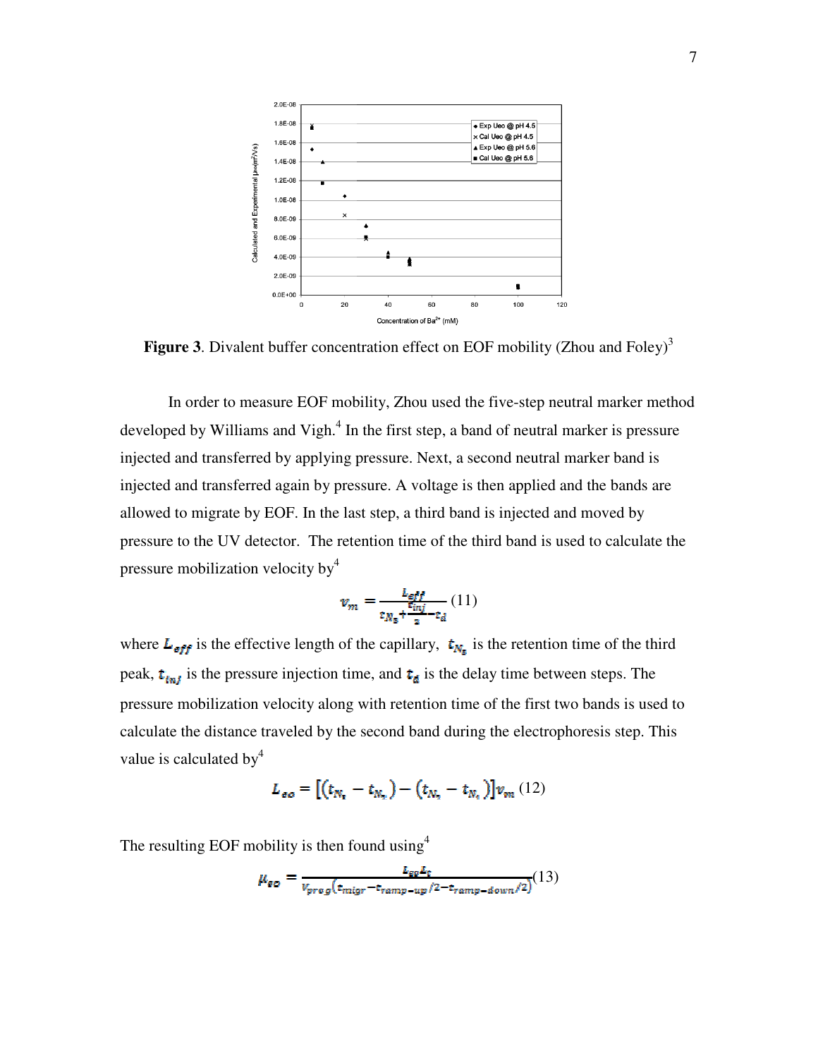**Figure 3**. Divalent buffer concentration effect on EOF mobility (Zhou and Foley)[3]

In order to measure EOF mobility, Zhou used the five-step neutral marker method developed by Williams and Vigh.[4] In the first step, a band of neutral marker is pressure injected and transferred by applying pressure. Next, a second neutral marker band is injected and transferred again by pressure. A voltage is then applied and the bands are allowed to migrate by EOF. In the last step, a third band is injected and moved by pressure to the UV detector. The retention time of the third band is used to calculate the pressure mobilization velocity by[4]

$$v_m = \frac{L_{eff}}{t_{N_3} + \frac{t_{inj}}{2} - t_d} \quad (11)$$

where $L_{eff}$ is the effective length of the capillary, $t_{N_3}$ is the retention time of the third peak, $t_{inj}$ is the pressure injection time, and $t_d$ is the delay time between steps. The pressure mobilization velocity along with retention time of the first two bands is used to calculate the distance traveled by the second band during the electrophoresis step. This value is calculated by[4]

$$L_{eo} = \left[\left(t_{N_1} - t_{N_2}\right) - \left(t_{N_2} - t_{N_3}\right)\right] v_m \quad (12)$$

The resulting EOF mobility is then found using[4]

$$\mu_{eo} = \frac{L_{eo} L_t}{V_{prog}\left(t_{migr} - t_{ramp-up}/2 - t_{ramp-down}/2\right)} \quad (13)$$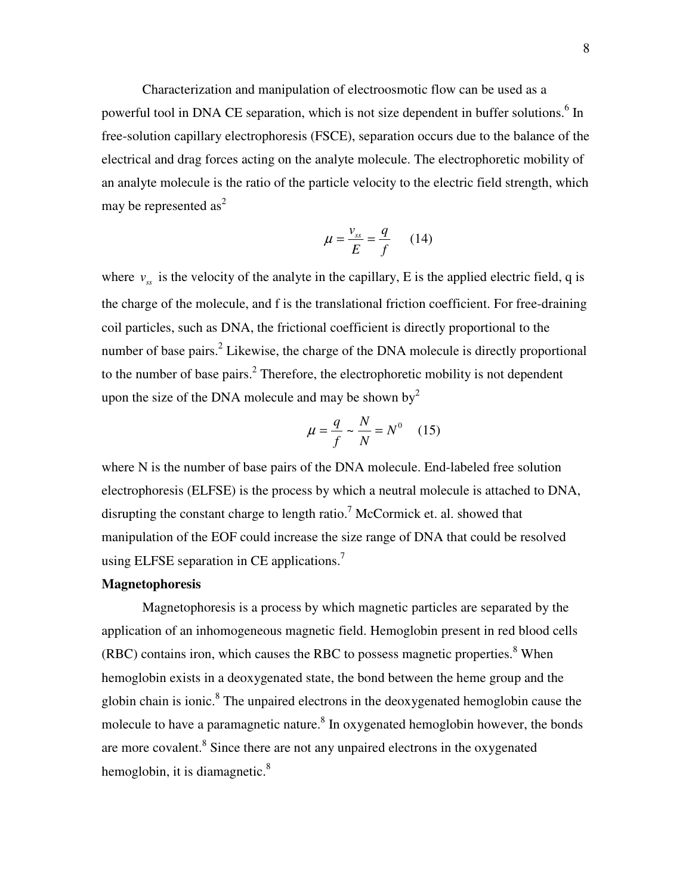Characterization and manipulation of electroosmotic flow can be used as a powerful tool in DNA CE separation, which is not size dependent in buffer solutions.[6] In free-solution capillary electrophoresis (FSCE), separation occurs due to the balance of the electrical and drag forces acting on the analyte molecule. The electrophoretic mobility of an analyte molecule is the ratio of the particle velocity to the electric field strength, which may be represented as[2]

$$\mu = \frac{v_{ss}}{E} = \frac{q}{f} \qquad (14)$$

where $v_{ss}$ is the velocity of the analyte in the capillary, E is the applied electric field, q is the charge of the molecule, and f is the translational friction coefficient. For free-draining coil particles, such as DNA, the frictional coefficient is directly proportional to the number of base pairs.[2] Likewise, the charge of the DNA molecule is directly proportional to the number of base pairs.[2] Therefore, the electrophoretic mobility is not dependent upon the size of the DNA molecule and may be shown by[2]

$$\mu = \frac{q}{f} \sim \frac{N}{N} = N^0 \qquad (15)$$

where N is the number of base pairs of the DNA molecule. End-labeled free solution electrophoresis (ELFSE) is the process by which a neutral molecule is attached to DNA, disrupting the constant charge to length ratio.[7] McCormick et. al. showed that manipulation of the EOF could increase the size range of DNA that could be resolved using ELFSE separation in CE applications.[7]

**Magnetophoresis**

Magnetophoresis is a process by which magnetic particles are separated by the application of an inhomogeneous magnetic field. Hemoglobin present in red blood cells (RBC) contains iron, which causes the RBC to possess magnetic properties.[8] When hemoglobin exists in a deoxygenated state, the bond between the heme group and the globin chain is ionic.[8] The unpaired electrons in the deoxygenated hemoglobin cause the molecule to have a paramagnetic nature.[8] In oxygenated hemoglobin however, the bonds are more covalent.[8] Since there are not any unpaired electrons in the oxygenated hemoglobin, it is diamagnetic.[8]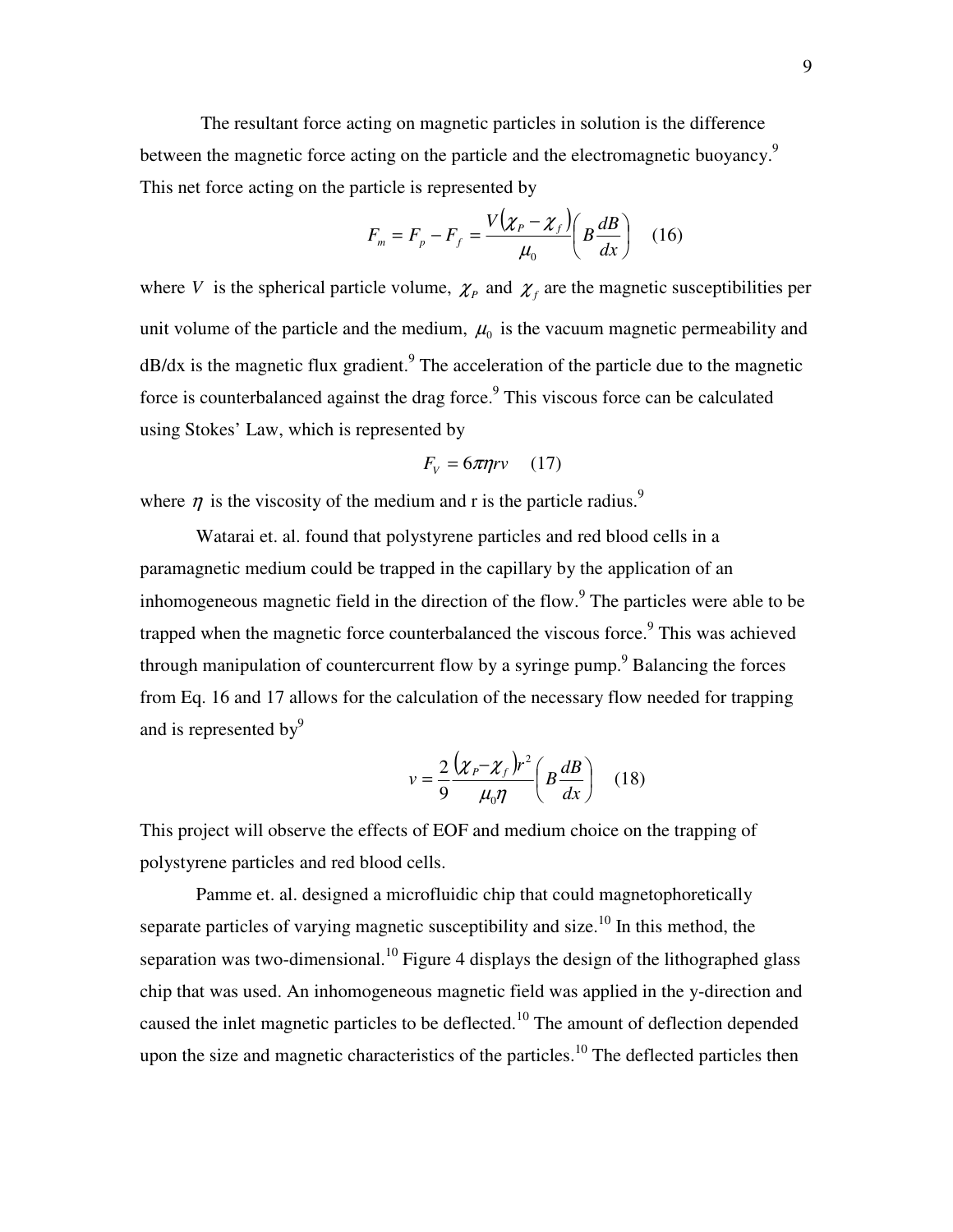The resultant force acting on magnetic particles in solution is the difference between the magnetic force acting on the particle and the electromagnetic buoyancy.[9] This net force acting on the particle is represented by

$$F_m = F_p - F_f = \frac{V(\chi_P - \chi_f)}{\mu_0}\left(B\frac{dB}{dx}\right) \quad (16)$$

where $V$ is the spherical particle volume, $\chi_P$ and $\chi_f$ are the magnetic susceptibilities per unit volume of the particle and the medium, $\mu_0$ is the vacuum magnetic permeability and dB/dx is the magnetic flux gradient.[9] The acceleration of the particle due to the magnetic force is counterbalanced against the drag force.[9] This viscous force can be calculated using Stokes' Law, which is represented by

$$F_V = 6\pi\eta r v \quad (17)$$

where $\eta$ is the viscosity of the medium and r is the particle radius.[9]

Watarai et. al. found that polystyrene particles and red blood cells in a paramagnetic medium could be trapped in the capillary by the application of an inhomogeneous magnetic field in the direction of the flow.[9] The particles were able to be trapped when the magnetic force counterbalanced the viscous force.[9] This was achieved through manipulation of countercurrent flow by a syringe pump.[9] Balancing the forces from Eq. 16 and 17 allows for the calculation of the necessary flow needed for trapping and is represented by[9]

$$v = \frac{2}{9}\frac{(\chi_P - \chi_f)r^2}{\mu_0 \eta}\left(B\frac{dB}{dx}\right) \quad (18)$$

This project will observe the effects of EOF and medium choice on the trapping of polystyrene particles and red blood cells.

Pamme et. al. designed a microfluidic chip that could magnetophoretically separate particles of varying magnetic susceptibility and size.[10] In this method, the separation was two-dimensional.[10] Figure 4 displays the design of the lithographed glass chip that was used. An inhomogeneous magnetic field was applied in the y-direction and caused the inlet magnetic particles to be deflected.[10] The amount of deflection depended upon the size and magnetic characteristics of the particles.[10] The deflected particles then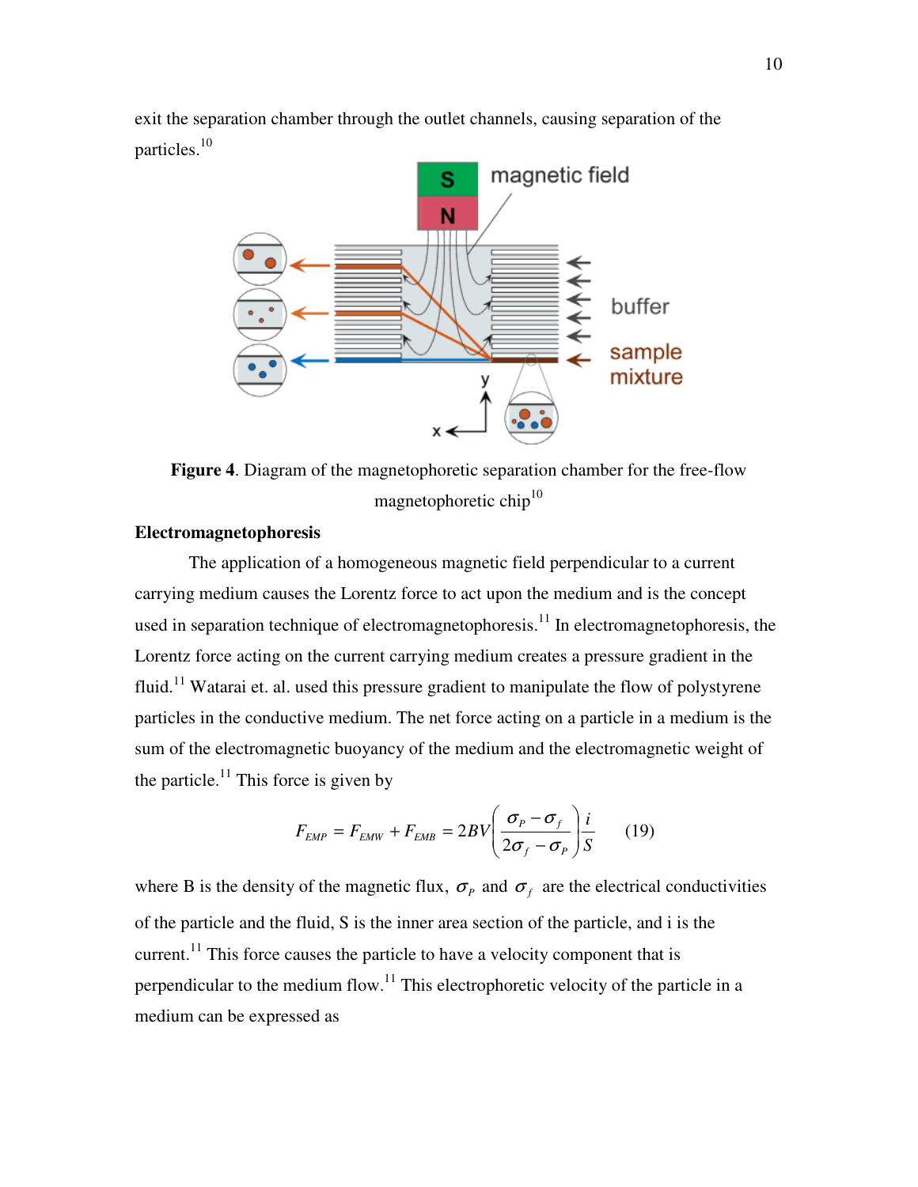exit the separation chamber through the outlet channels, causing separation of the particles.[10]

**Figure 4**. Diagram of the magnetophoretic separation chamber for the free-flow magnetophoretic chip[10]

**Electromagnetophoresis**

The application of a homogeneous magnetic field perpendicular to a current carrying medium causes the Lorentz force to act upon the medium and is the concept used in separation technique of electromagnetophoresis.[11] In electromagnetophoresis, the Lorentz force acting on the current carrying medium creates a pressure gradient in the fluid.[11] Watarai et. al. used this pressure gradient to manipulate the flow of polystyrene particles in the conductive medium. The net force acting on a particle in a medium is the sum of the electromagnetic buoyancy of the medium and the electromagnetic weight of the particle.[11] This force is given by

$$F_{EMP} = F_{EMW} + F_{EMB} = 2BV\left(\frac{\sigma_P - \sigma_f}{2\sigma_f - \sigma_P}\right)\frac{i}{S} \qquad (19)$$

where B is the density of the magnetic flux, $\sigma_P$ and $\sigma_f$ are the electrical conductivities of the particle and the fluid, S is the inner area section of the particle, and i is the current.[11] This force causes the particle to have a velocity component that is perpendicular to the medium flow.[11] This electrophoretic velocity of the particle in a medium can be expressed as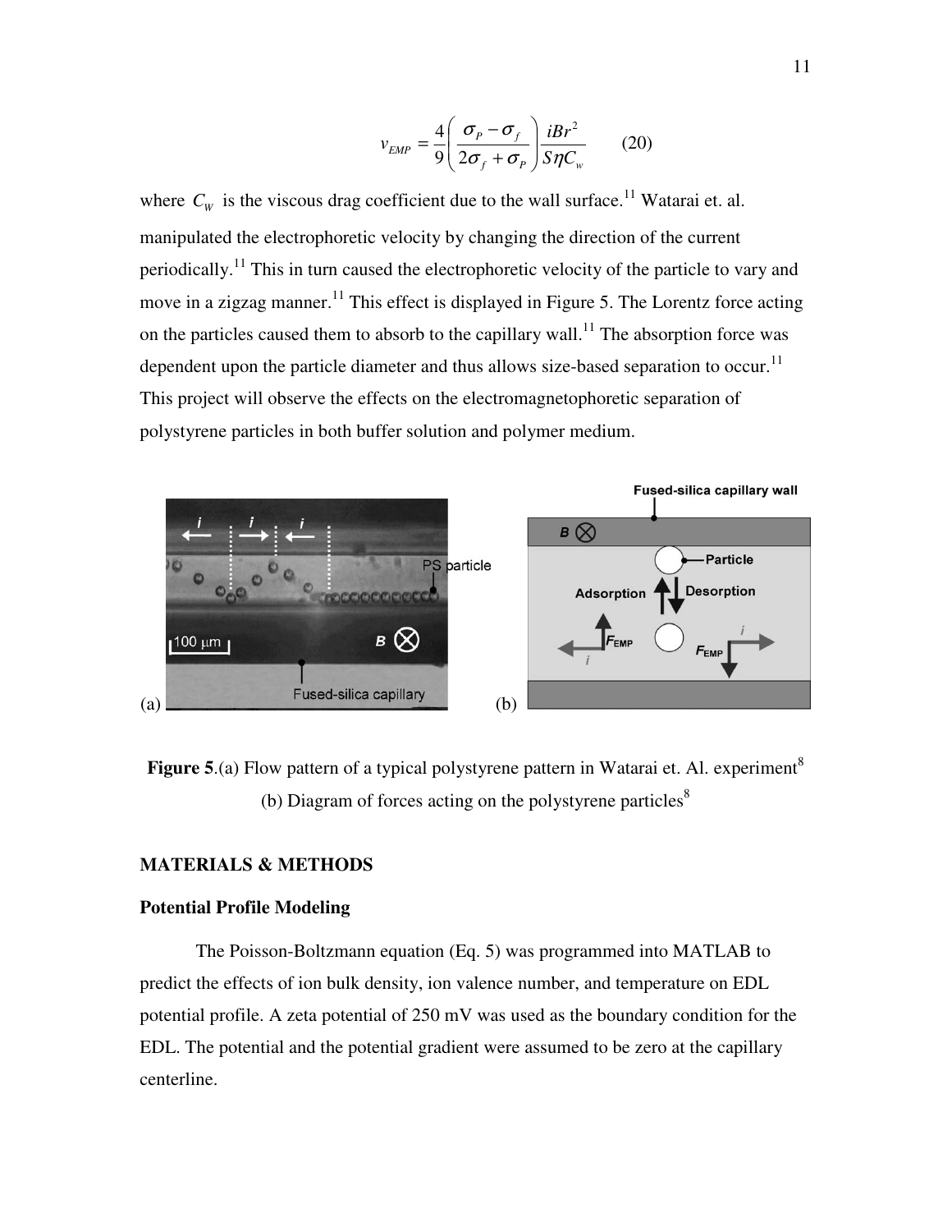$$v_{EMP} = \frac{4}{9}\left(\frac{\sigma_P - \sigma_f}{2\sigma_f + \sigma_P}\right)\frac{iBr^2}{S\eta C_w} \qquad (20)$$

where $C_W$ is the viscous drag coefficient due to the wall surface.[11] Watarai et. al. manipulated the electrophoretic velocity by changing the direction of the current periodically.[11] This in turn caused the electrophoretic velocity of the particle to vary and move in a zigzag manner.[11] This effect is displayed in Figure 5. The Lorentz force acting on the particles caused them to absorb to the capillary wall.[11] The absorption force was dependent upon the particle diameter and thus allows size-based separation to occur.[11] This project will observe the effects on the electromagnetophoretic separation of polystyrene particles in both buffer solution and polymer medium.

(a) (b)

**Figure 5**.(a) Flow pattern of a typical polystyrene pattern in Watarai et. Al. experiment[8] (b) Diagram of forces acting on the polystyrene particles[8]

## MATERIALS & METHODS

### Potential Profile Modeling

The Poisson-Boltzmann equation (Eq. 5) was programmed into MATLAB to predict the effects of ion bulk density, ion valence number, and temperature on EDL potential profile. A zeta potential of 250 mV was used as the boundary condition for the EDL. The potential and the potential gradient were assumed to be zero at the capillary centerline.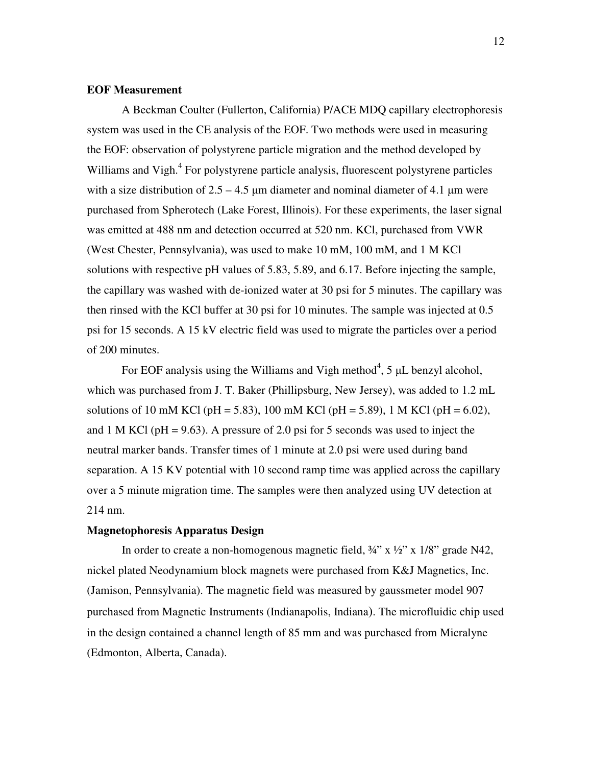**EOF Measurement**

A Beckman Coulter (Fullerton, California) P/ACE MDQ capillary electrophoresis system was used in the CE analysis of the EOF. Two methods were used in measuring the EOF: observation of polystyrene particle migration and the method developed by Williams and Vigh.[4] For polystyrene particle analysis, fluorescent polystyrene particles with a size distribution of 2.5 – 4.5 μm diameter and nominal diameter of 4.1 μm were purchased from Spherotech (Lake Forest, Illinois). For these experiments, the laser signal was emitted at 488 nm and detection occurred at 520 nm. KCl, purchased from VWR (West Chester, Pennsylvania), was used to make 10 mM, 100 mM, and 1 M KCl solutions with respective pH values of 5.83, 5.89, and 6.17. Before injecting the sample, the capillary was washed with de-ionized water at 30 psi for 5 minutes. The capillary was then rinsed with the KCl buffer at 30 psi for 10 minutes. The sample was injected at 0.5 psi for 15 seconds. A 15 kV electric field was used to migrate the particles over a period of 200 minutes.

For EOF analysis using the Williams and Vigh method[4], 5 μL benzyl alcohol, which was purchased from J. T. Baker (Phillipsburg, New Jersey), was added to 1.2 mL solutions of 10 mM KCl (pH = 5.83), 100 mM KCl (pH = 5.89), 1 M KCl (pH = 6.02), and 1 M KCl (pH = 9.63). A pressure of 2.0 psi for 5 seconds was used to inject the neutral marker bands. Transfer times of 1 minute at 2.0 psi were used during band separation. A 15 KV potential with 10 second ramp time was applied across the capillary over a 5 minute migration time. The samples were then analyzed using UV detection at 214 nm.

**Magnetophoresis Apparatus Design**

In order to create a non-homogenous magnetic field, ¾" x ½" x 1/8" grade N42, nickel plated Neodynamium block magnets were purchased from K&J Magnetics, Inc. (Jamison, Pennsylvania). The magnetic field was measured by gaussmeter model 907 purchased from Magnetic Instruments (Indianapolis, Indiana). The microfluidic chip used in the design contained a channel length of 85 mm and was purchased from Micralyne (Edmonton, Alberta, Canada).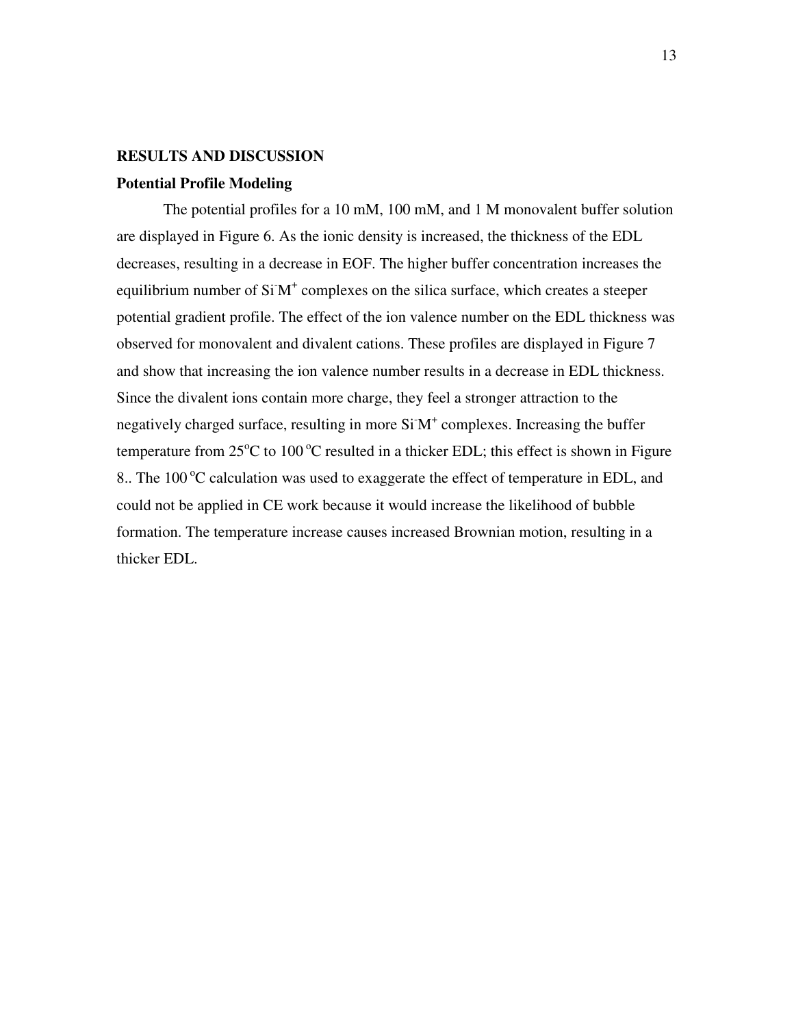## RESULTS AND DISCUSSION

### Potential Profile Modeling

The potential profiles for a 10 mM, 100 mM, and 1 M monovalent buffer solution are displayed in Figure 6. As the ionic density is increased, the thickness of the EDL decreases, resulting in a decrease in EOF. The higher buffer concentration increases the equilibrium number of $Si^-M^+$ complexes on the silica surface, which creates a steeper potential gradient profile. The effect of the ion valence number on the EDL thickness was observed for monovalent and divalent cations. These profiles are displayed in Figure 7 and show that increasing the ion valence number results in a decrease in EDL thickness. Since the divalent ions contain more charge, they feel a stronger attraction to the negatively charged surface, resulting in more $Si^-M^+$ complexes. Increasing the buffer temperature from 25°C to 100 °C resulted in a thicker EDL; this effect is shown in Figure 8.. The 100 °C calculation was used to exaggerate the effect of temperature in EDL, and could not be applied in CE work because it would increase the likelihood of bubble formation. The temperature increase causes increased Brownian motion, resulting in a thicker EDL.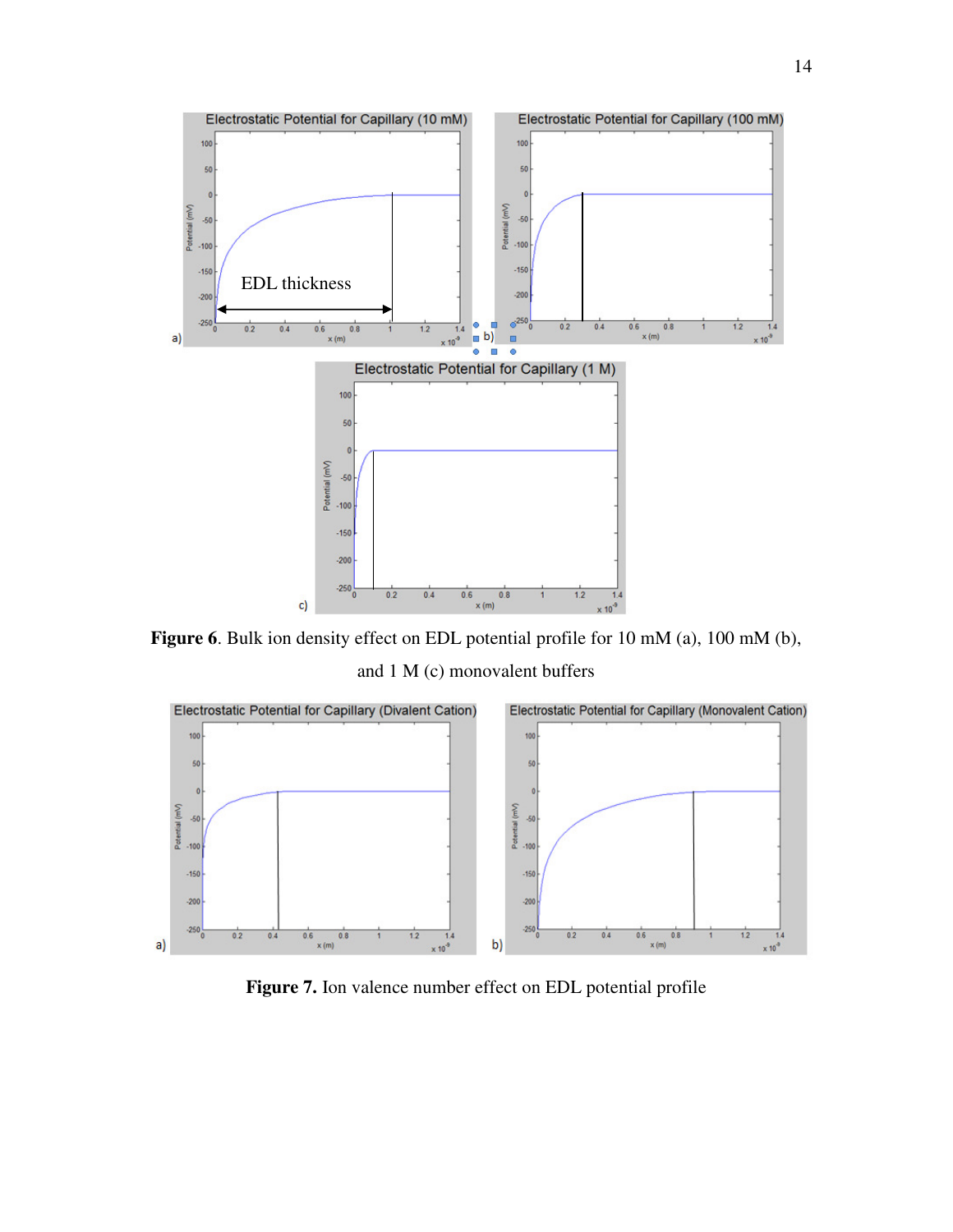**Figure 6**. Bulk ion density effect on EDL potential profile for 10 mM (a), 100 mM (b), and 1 M (c) monovalent buffers

**Figure 7.** Ion valence number effect on EDL potential profile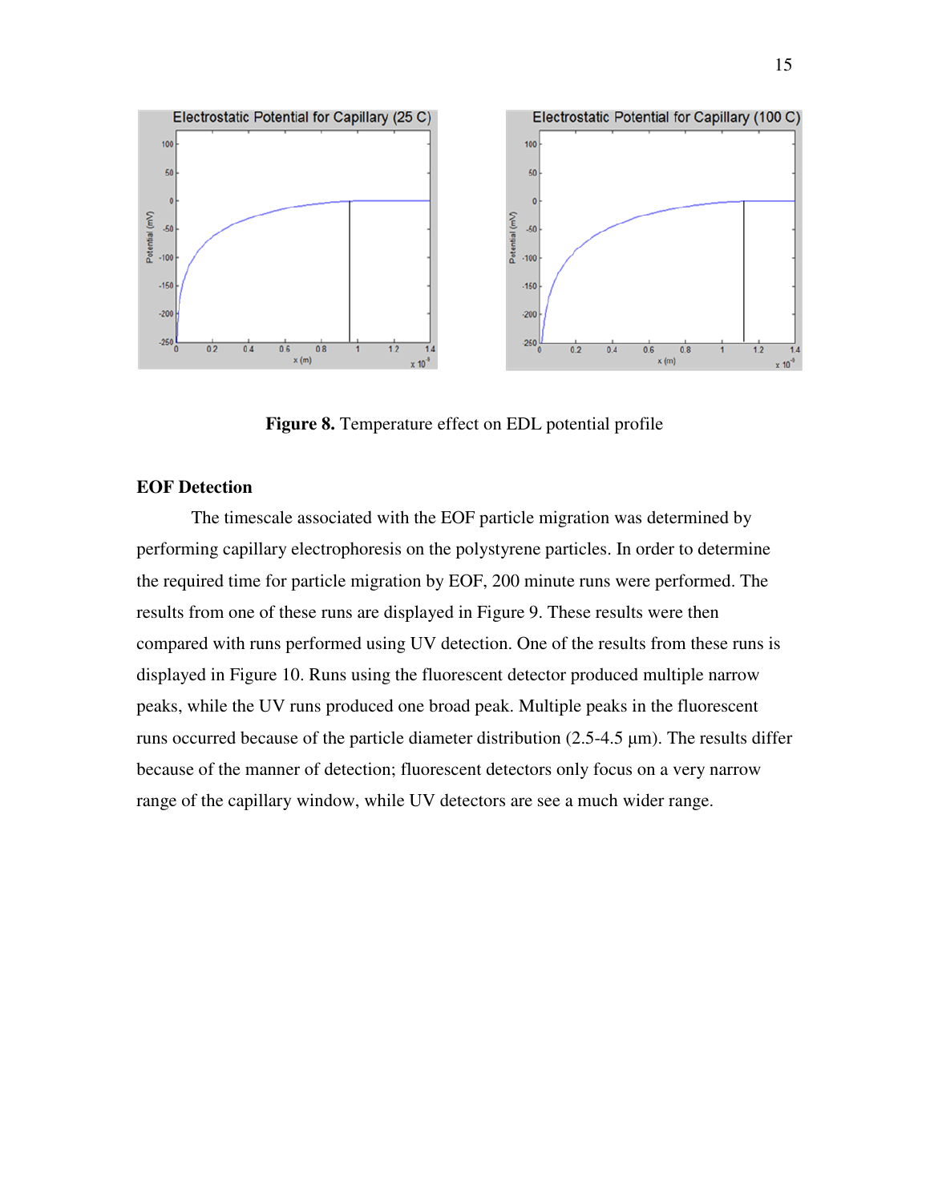**Figure 8.** Temperature effect on EDL potential profile

**EOF Detection**

The timescale associated with the EOF particle migration was determined by performing capillary electrophoresis on the polystyrene particles. In order to determine the required time for particle migration by EOF, 200 minute runs were performed. The results from one of these runs are displayed in Figure 9. These results were then compared with runs performed using UV detection. One of the results from these runs is displayed in Figure 10. Runs using the fluorescent detector produced multiple narrow peaks, while the UV runs produced one broad peak. Multiple peaks in the fluorescent runs occurred because of the particle diameter distribution (2.5-4.5 μm). The results differ because of the manner of detection; fluorescent detectors only focus on a very narrow range of the capillary window, while UV detectors are see a much wider range.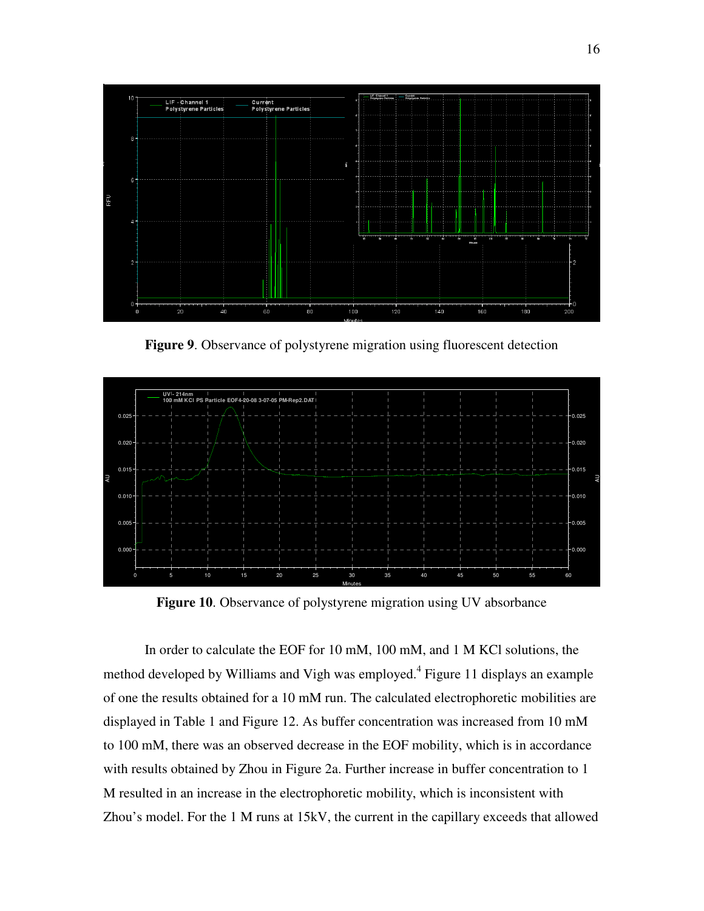**Figure 9**. Observance of polystyrene migration using fluorescent detection

**Figure 10**. Observance of polystyrene migration using UV absorbance

In order to calculate the EOF for 10 mM, 100 mM, and 1 M KCl solutions, the method developed by Williams and Vigh was employed.[4] Figure 11 displays an example of one the results obtained for a 10 mM run. The calculated electrophoretic mobilities are displayed in Table 1 and Figure 12. As buffer concentration was increased from 10 mM to 100 mM, there was an observed decrease in the EOF mobility, which is in accordance with results obtained by Zhou in Figure 2a. Further increase in buffer concentration to 1 M resulted in an increase in the electrophoretic mobility, which is inconsistent with Zhou's model. For the 1 M runs at 15kV, the current in the capillary exceeds that allowed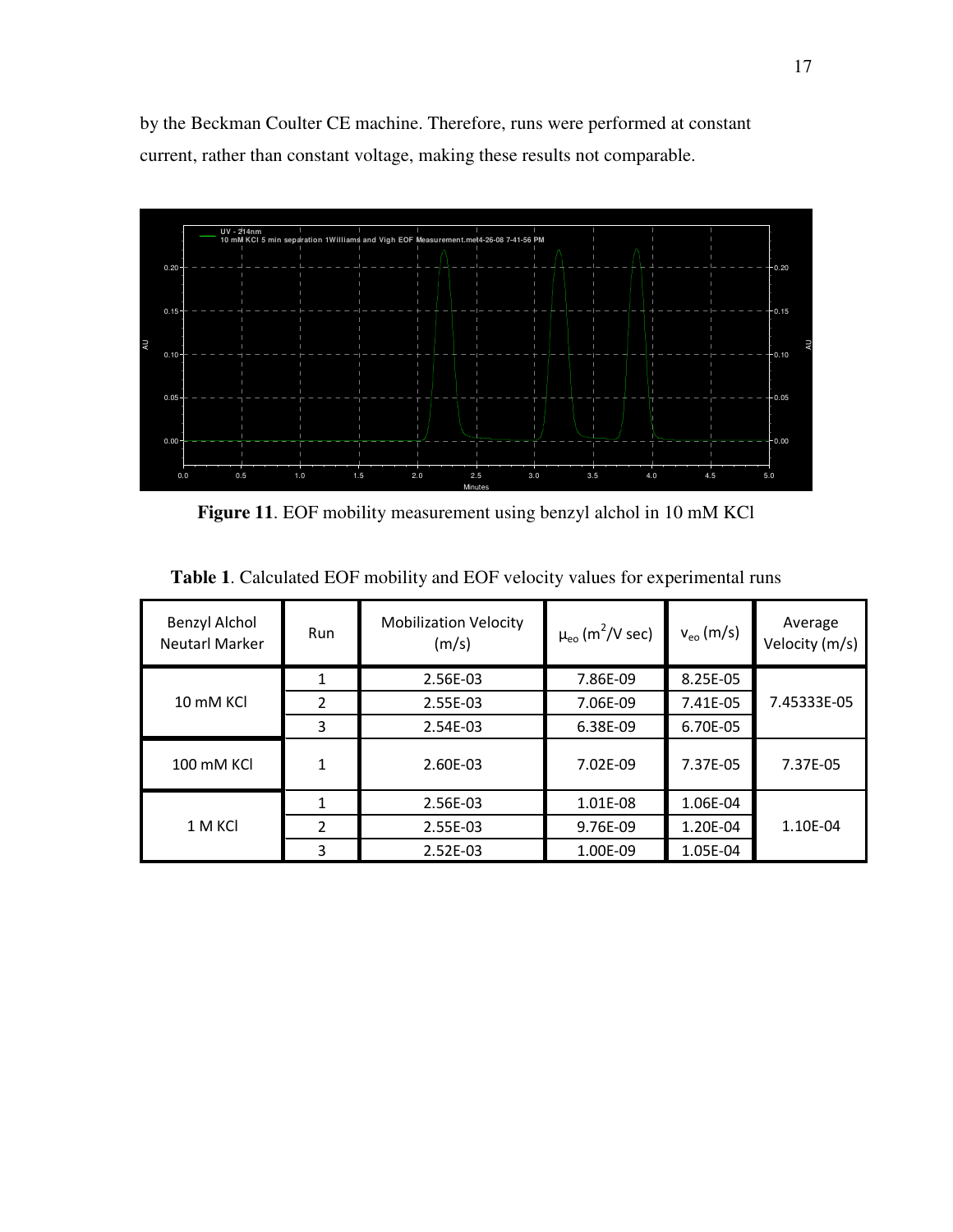by the Beckman Coulter CE machine. Therefore, runs were performed at constant current, rather than constant voltage, making these results not comparable.

**Figure 11**. EOF mobility measurement using benzyl alchol in 10 mM KCl

**Table 1**. Calculated EOF mobility and EOF velocity values for experimental runs

| Benzyl Alchol Neutarl Marker | Run | Mobilization Velocity (m/s) | $\mu_{eo}$ ($m^2$/V sec) | $v_{eo}$ (m/s) | Average Velocity (m/s) |
|---|---|---|---|---|---|
| 10 mM KCl | 1 | 2.56E-03 | 7.86E-09 | 8.25E-05 | 7.45333E-05 |
| | 2 | 2.55E-03 | 7.06E-09 | 7.41E-05 | |
| | 3 | 2.54E-03 | 6.38E-09 | 6.70E-05 | |
| 100 mM KCl | 1 | 2.60E-03 | 7.02E-09 | 7.37E-05 | 7.37E-05 |
| 1 M KCl | 1 | 2.56E-03 | 1.01E-08 | 1.06E-04 | 1.10E-04 |
| | 2 | 2.55E-03 | 9.76E-09 | 1.20E-04 | |
| | 3 | 2.52E-03 | 1.00E-09 | 1.05E-04 | |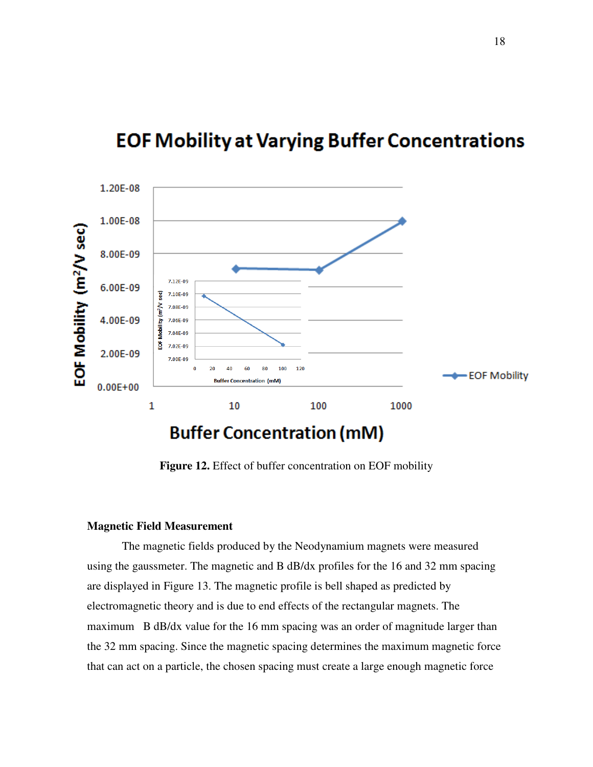**Figure 12.** Effect of buffer concentration on EOF mobility

**Magnetic Field Measurement**

The magnetic fields produced by the Neodynamium magnets were measured using the gaussmeter. The magnetic and B dB/dx profiles for the 16 and 32 mm spacing are displayed in Figure 13. The magnetic profile is bell shaped as predicted by electromagnetic theory and is due to end effects of the rectangular magnets. The maximum   B dB/dx value for the 16 mm spacing was an order of magnitude larger than the 32 mm spacing. Since the magnetic spacing determines the maximum magnetic force that can act on a particle, the chosen spacing must create a large enough magnetic force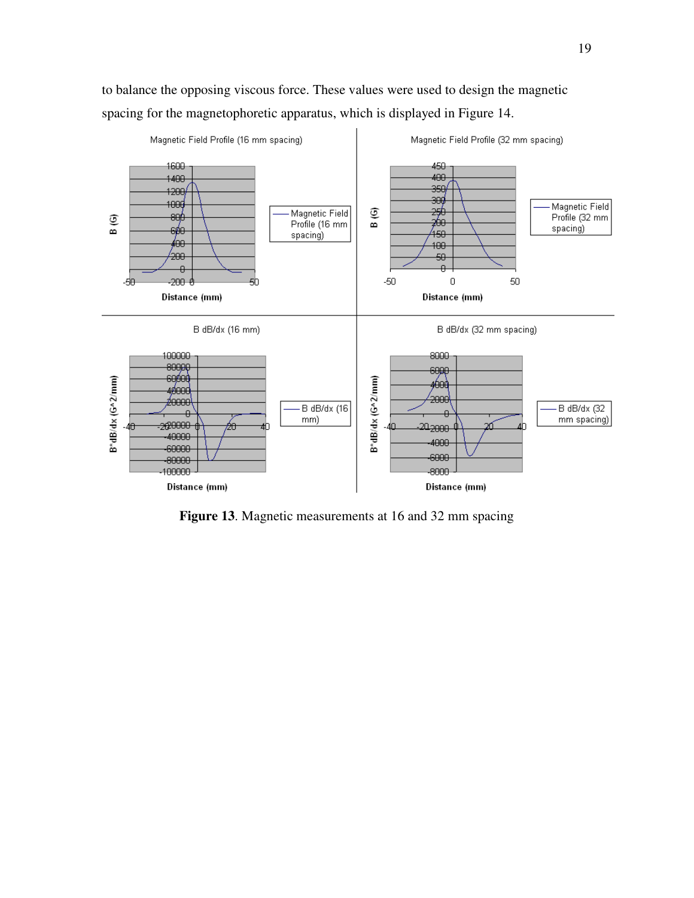to balance the opposing viscous force. These values were used to design the magnetic spacing for the magnetophoretic apparatus, which is displayed in Figure 14.

**Figure 13**. Magnetic measurements at 16 and 32 mm spacing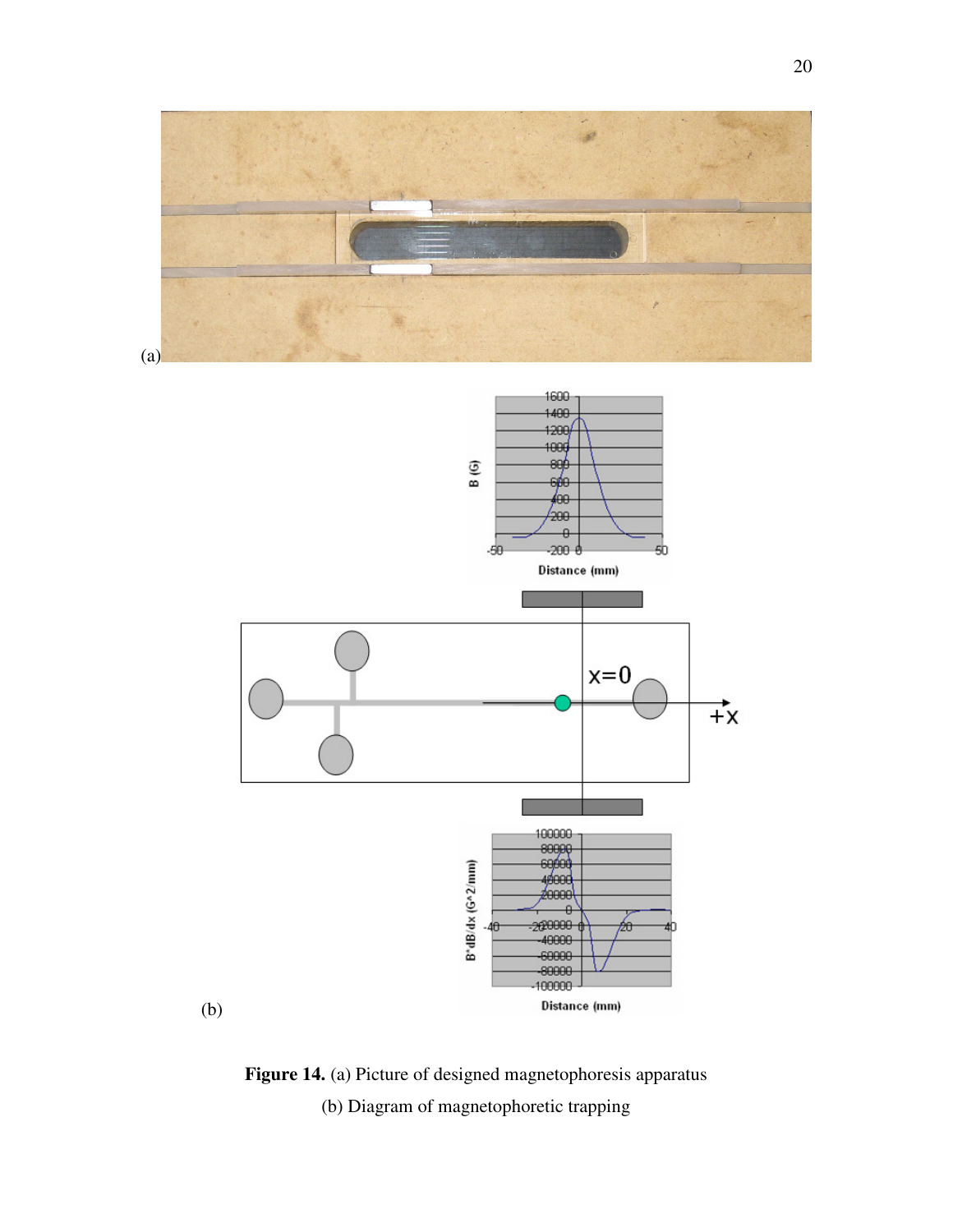(a)

(b)

**Figure 14.** (a) Picture of designed magnetophoresis apparatus

(b) Diagram of magnetophoretic trapping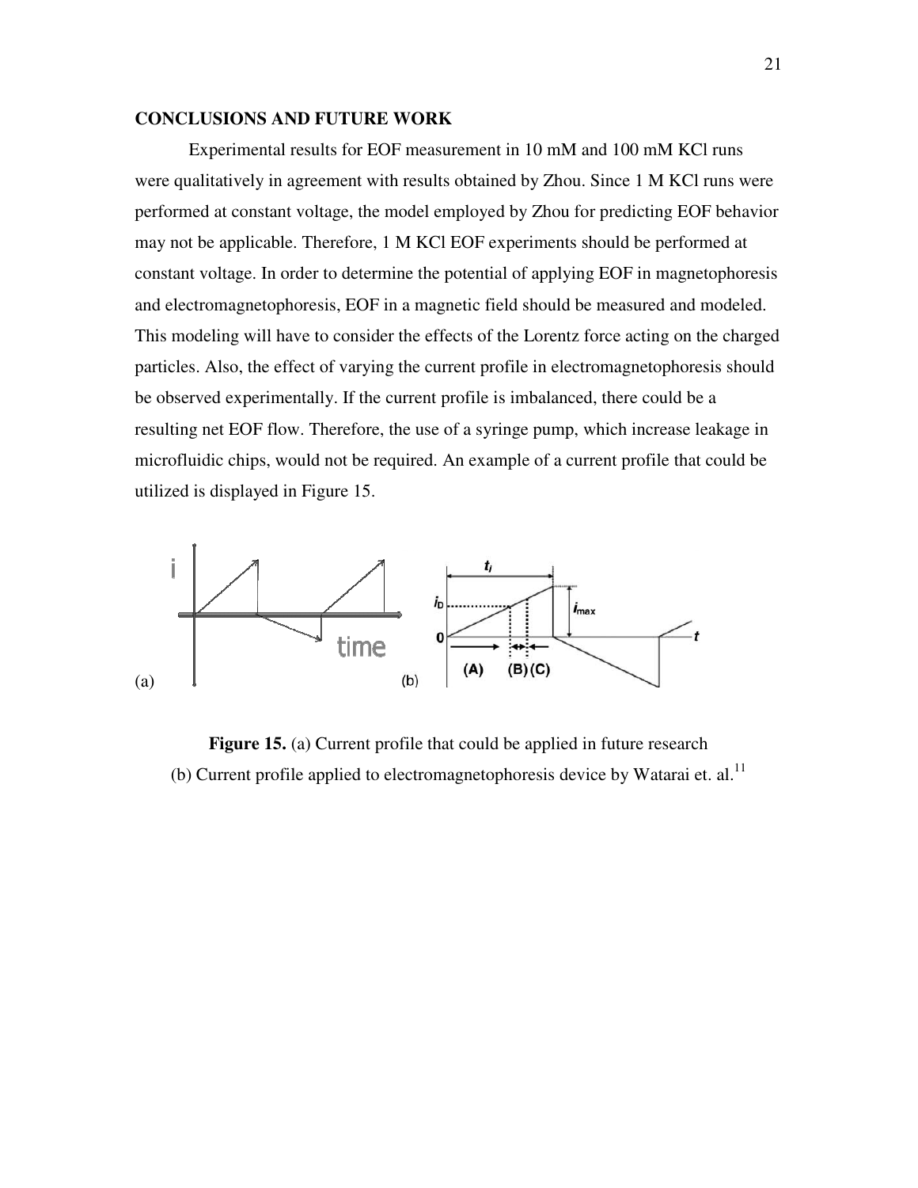## CONCLUSIONS AND FUTURE WORK

Experimental results for EOF measurement in 10 mM and 100 mM KCl runs were qualitatively in agreement with results obtained by Zhou. Since 1 M KCl runs were performed at constant voltage, the model employed by Zhou for predicting EOF behavior may not be applicable. Therefore, 1 M KCl EOF experiments should be performed at constant voltage. In order to determine the potential of applying EOF in magnetophoresis and electromagnetophoresis, EOF in a magnetic field should be measured and modeled. This modeling will have to consider the effects of the Lorentz force acting on the charged particles. Also, the effect of varying the current profile in electromagnetophoresis should be observed experimentally. If the current profile is imbalanced, there could be a resulting net EOF flow. Therefore, the use of a syringe pump, which increase leakage in microfluidic chips, would not be required. An example of a current profile that could be utilized is displayed in Figure 15.

**Figure 15.** (a) Current profile that could be applied in future research (b) Current profile applied to electromagnetophoresis device by Watarai et. al.[11]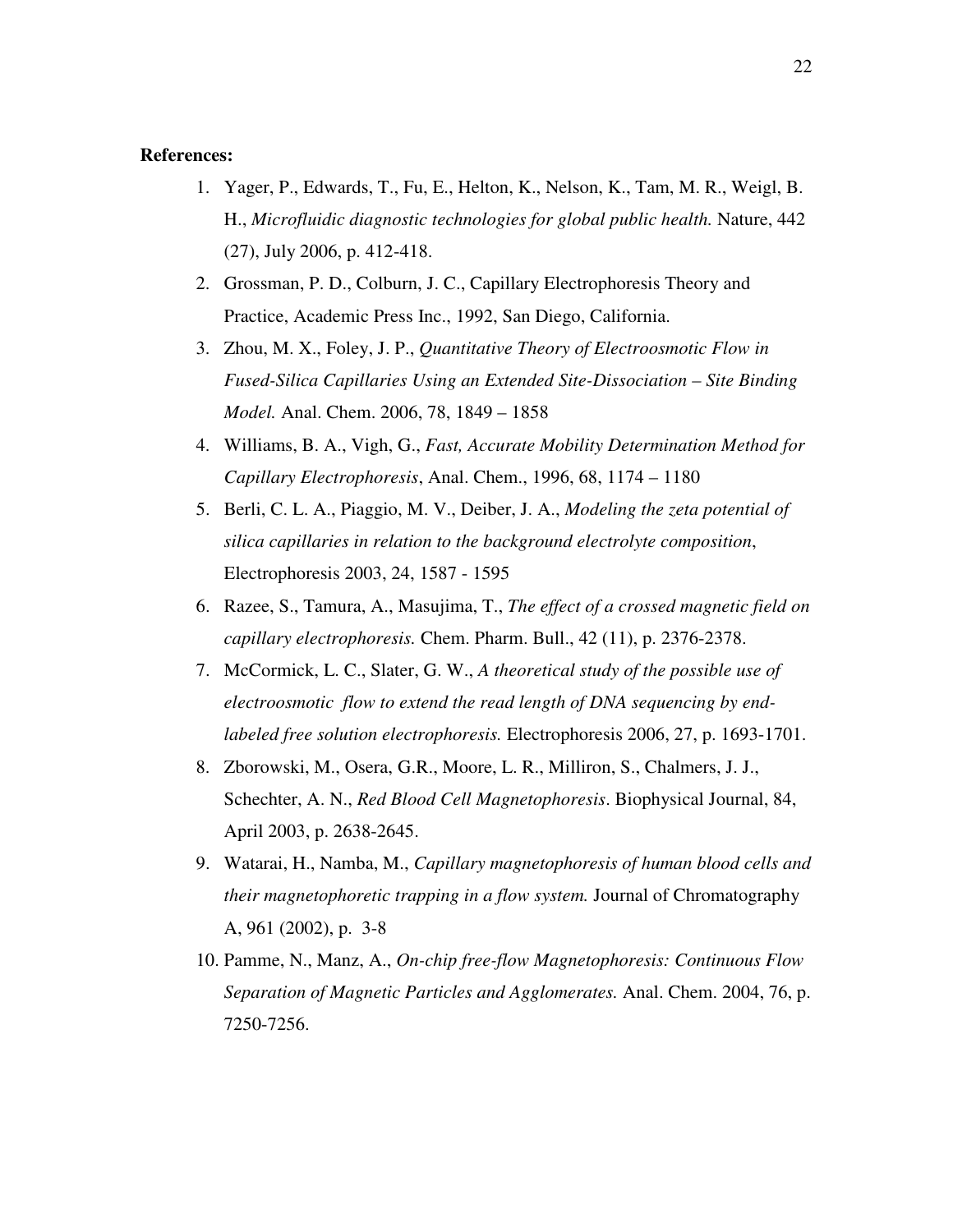**References:**

1. Yager, P., Edwards, T., Fu, E., Helton, K., Nelson, K., Tam, M. R., Weigl, B. H., *Microfluidic diagnostic technologies for global public health.* Nature, 442 (27), July 2006, p. 412-418.
2. Grossman, P. D., Colburn, J. C., Capillary Electrophoresis Theory and Practice, Academic Press Inc., 1992, San Diego, California.
3. Zhou, M. X., Foley, J. P., *Quantitative Theory of Electroosmotic Flow in Fused-Silica Capillaries Using an Extended Site-Dissociation – Site Binding Model.* Anal. Chem. 2006, 78, 1849 – 1858
4. Williams, B. A., Vigh, G., *Fast, Accurate Mobility Determination Method for Capillary Electrophoresis*, Anal. Chem., 1996, 68, 1174 – 1180
5. Berli, C. L. A., Piaggio, M. V., Deiber, J. A., *Modeling the zeta potential of silica capillaries in relation to the background electrolyte composition*, Electrophoresis 2003, 24, 1587 - 1595
6. Razee, S., Tamura, A., Masujima, T., *The effect of a crossed magnetic field on capillary electrophoresis.* Chem. Pharm. Bull., 42 (11), p. 2376-2378.
7. McCormick, L. C., Slater, G. W., *A theoretical study of the possible use of electroosmotic flow to extend the read length of DNA sequencing by end-labeled free solution electrophoresis.* Electrophoresis 2006, 27, p. 1693-1701.
8. Zborowski, M., Osera, G.R., Moore, L. R., Milliron, S., Chalmers, J. J., Schechter, A. N., *Red Blood Cell Magnetophoresis*. Biophysical Journal, 84, April 2003, p. 2638-2645.
9. Watarai, H., Namba, M., *Capillary magnetophoresis of human blood cells and their magnetophoretic trapping in a flow system.* Journal of Chromatography A, 961 (2002), p. 3-8
10. Pamme, N., Manz, A., *On-chip free-flow Magnetophoresis: Continuous Flow Separation of Magnetic Particles and Agglomerates.* Anal. Chem. 2004, 76, p. 7250-7256.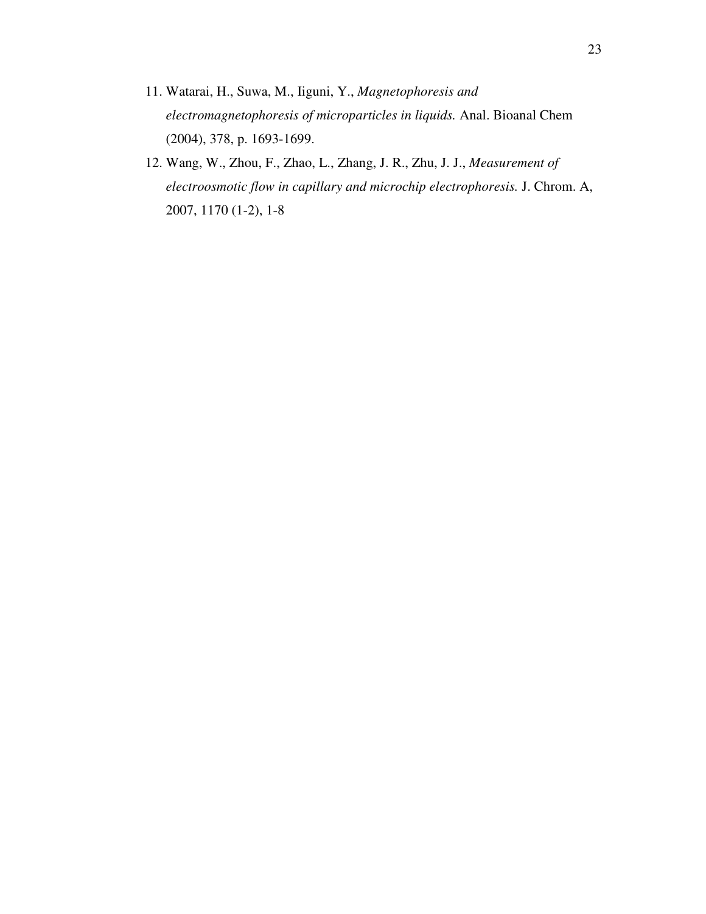11. Watarai, H., Suwa, M., Iiguni, Y., *Magnetophoresis and electromagnetophoresis of microparticles in liquids.* Anal. Bioanal Chem (2004), 378, p. 1693-1699.
12. Wang, W., Zhou, F., Zhao, L., Zhang, J. R., Zhu, J. J., *Measurement of electroosmotic flow in capillary and microchip electrophoresis.* J. Chrom. A, 2007, 1170 (1-2), 1-8